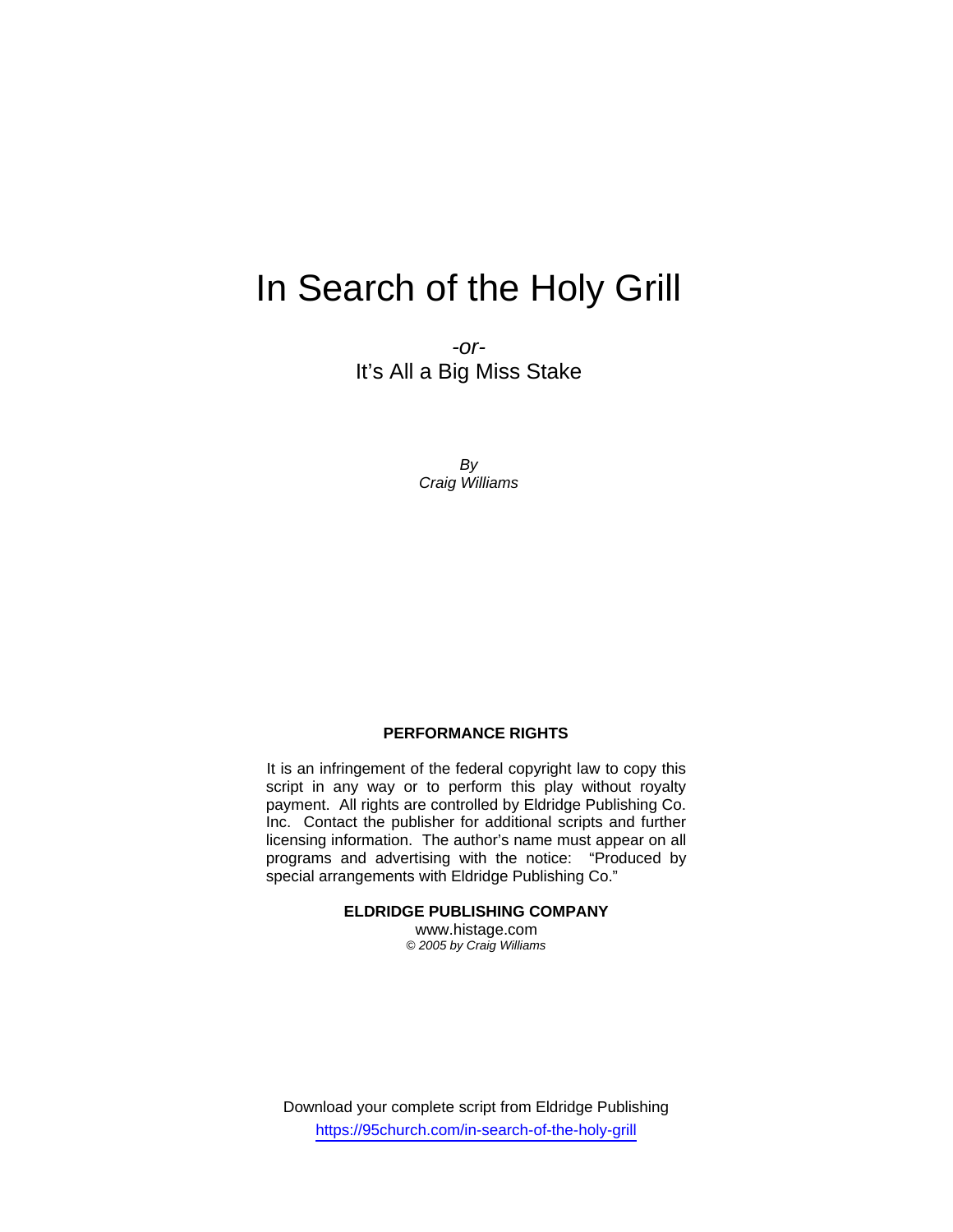# In Search of the Holy Grill

*-or-*

It's All a Big Miss Stake

*By*
*Craig Williams*

**PERFORMANCE RIGHTS**

It is an infringement of the federal copyright law to copy this script in any way or to perform this play without royalty payment. All rights are controlled by Eldridge Publishing Co. Inc. Contact the publisher for additional scripts and further licensing information. The author's name must appear on all programs and advertising with the notice: "Produced by special arrangements with Eldridge Publishing Co."

**ELDRIDGE PUBLISHING COMPANY**
www.histage.com
*© 2005 by Craig Williams*

Download your complete script from Eldridge Publishing
https://95church.com/in-search-of-the-holy-grill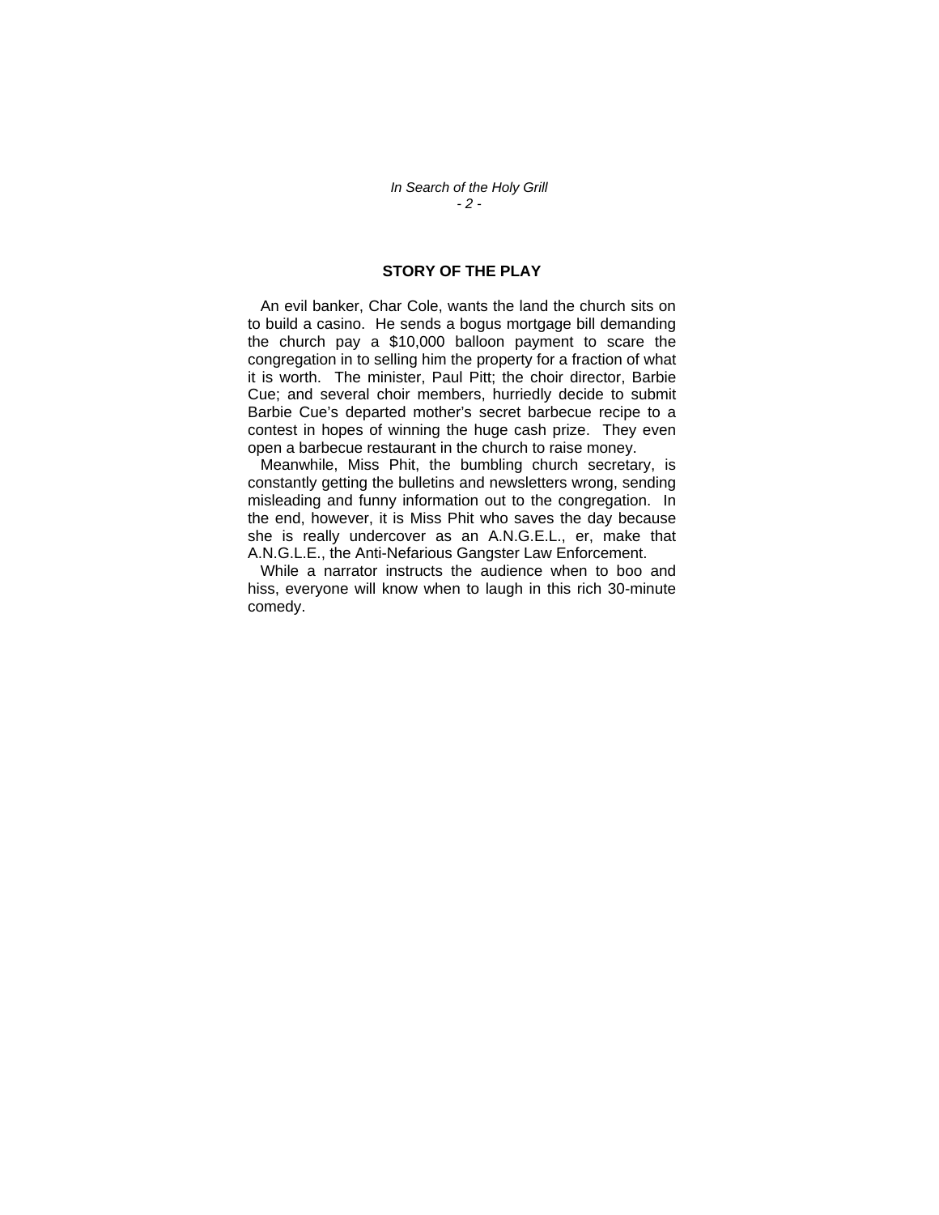## STORY OF THE PLAY

An evil banker, Char Cole, wants the land the church sits on to build a casino. He sends a bogus mortgage bill demanding the church pay a $10,000 balloon payment to scare the congregation in to selling him the property for a fraction of what it is worth. The minister, Paul Pitt; the choir director, Barbie Cue; and several choir members, hurriedly decide to submit Barbie Cue's departed mother's secret barbecue recipe to a contest in hopes of winning the huge cash prize. They even open a barbecue restaurant in the church to raise money.

Meanwhile, Miss Phit, the bumbling church secretary, is constantly getting the bulletins and newsletters wrong, sending misleading and funny information out to the congregation. In the end, however, it is Miss Phit who saves the day because she is really undercover as an A.N.G.E.L., er, make that A.N.G.L.E., the Anti-Nefarious Gangster Law Enforcement.

While a narrator instructs the audience when to boo and hiss, everyone will know when to laugh in this rich 30-minute comedy.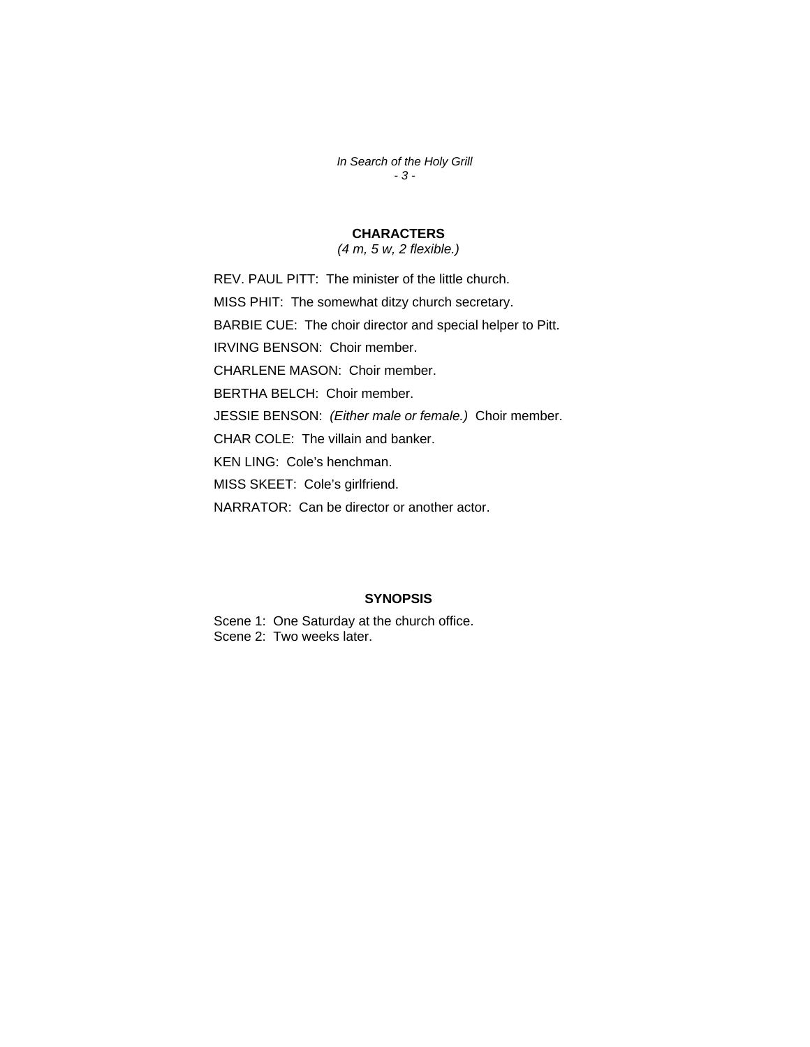## CHARACTERS

*(4 m, 5 w, 2 flexible.)*

REV. PAUL PITT:  The minister of the little church.

MISS PHIT:  The somewhat ditzy church secretary.

BARBIE CUE:  The choir director and special helper to Pitt.

IRVING BENSON:  Choir member.

CHARLENE MASON:  Choir member.

BERTHA BELCH:  Choir member.

JESSIE BENSON:  *(Either male or female.)*  Choir member.

CHAR COLE:  The villain and banker.

KEN LING:  Cole's henchman.

MISS SKEET:  Cole's girlfriend.

NARRATOR:  Can be director or another actor.

## SYNOPSIS

Scene 1:  One Saturday at the church office.
Scene 2:  Two weeks later.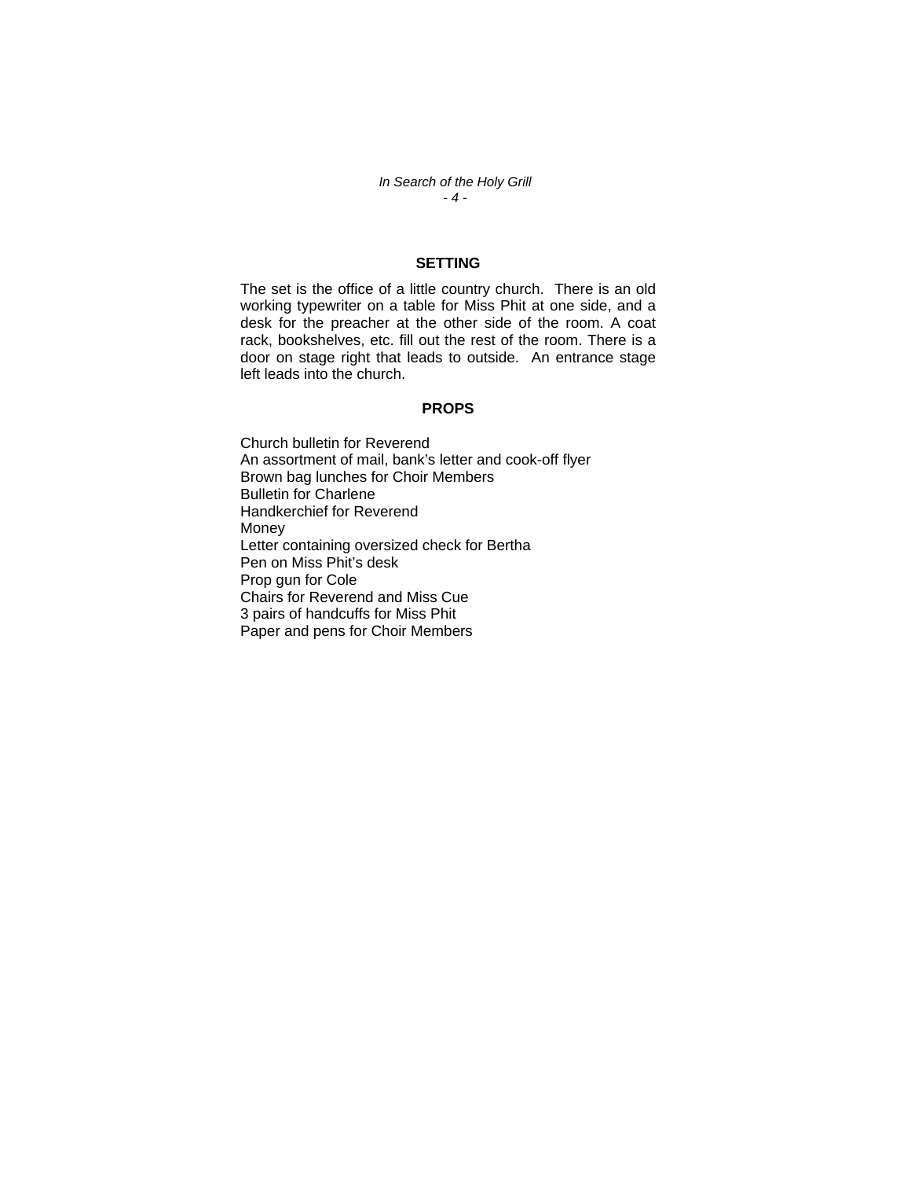## SETTING

The set is the office of a little country church. There is an old working typewriter on a table for Miss Phit at one side, and a desk for the preacher at the other side of the room. A coat rack, bookshelves, etc. fill out the rest of the room. There is a door on stage right that leads to outside. An entrance stage left leads into the church.

## PROPS

Church bulletin for Reverend
An assortment of mail, bank's letter and cook-off flyer
Brown bag lunches for Choir Members
Bulletin for Charlene
Handkerchief for Reverend
Money
Letter containing oversized check for Bertha
Pen on Miss Phit's desk
Prop gun for Cole
Chairs for Reverend and Miss Cue
3 pairs of handcuffs for Miss Phit
Paper and pens for Choir Members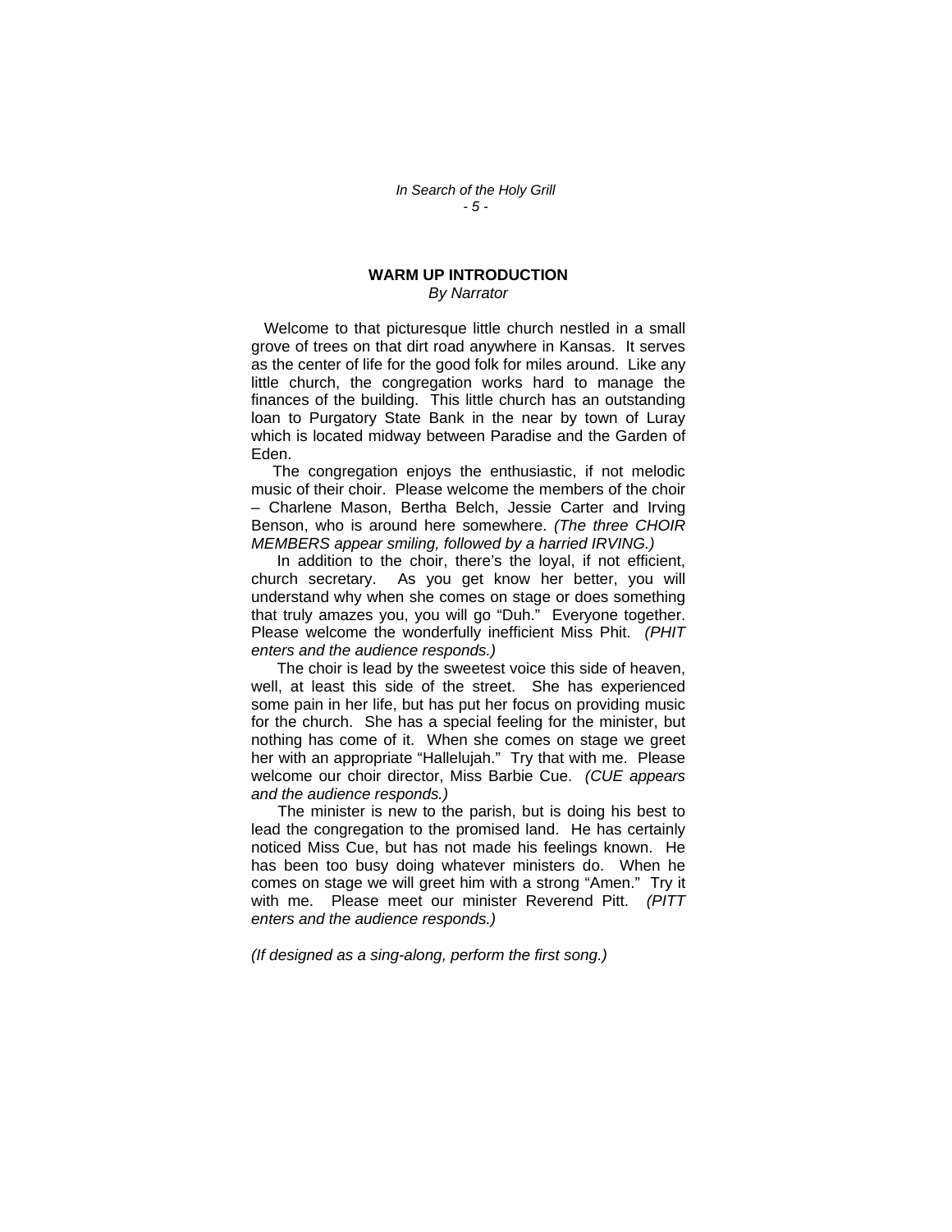## WARM UP INTRODUCTION

*By Narrator*

Welcome to that picturesque little church nestled in a small grove of trees on that dirt road anywhere in Kansas. It serves as the center of life for the good folk for miles around. Like any little church, the congregation works hard to manage the finances of the building. This little church has an outstanding loan to Purgatory State Bank in the near by town of Luray which is located midway between Paradise and the Garden of Eden.

The congregation enjoys the enthusiastic, if not melodic music of their choir. Please welcome the members of the choir – Charlene Mason, Bertha Belch, Jessie Carter and Irving Benson, who is around here somewhere. *(The three CHOIR MEMBERS appear smiling, followed by a harried IRVING.)*

In addition to the choir, there's the loyal, if not efficient, church secretary. As you get know her better, you will understand why when she comes on stage or does something that truly amazes you, you will go "Duh." Everyone together. Please welcome the wonderfully inefficient Miss Phit. *(PHIT enters and the audience responds.)*

The choir is lead by the sweetest voice this side of heaven, well, at least this side of the street. She has experienced some pain in her life, but has put her focus on providing music for the church. She has a special feeling for the minister, but nothing has come of it. When she comes on stage we greet her with an appropriate "Hallelujah." Try that with me. Please welcome our choir director, Miss Barbie Cue. *(CUE appears and the audience responds.)*

The minister is new to the parish, but is doing his best to lead the congregation to the promised land. He has certainly noticed Miss Cue, but has not made his feelings known. He has been too busy doing whatever ministers do. When he comes on stage we will greet him with a strong "Amen." Try it with me. Please meet our minister Reverend Pitt. *(PITT enters and the audience responds.)*

*(If designed as a sing-along, perform the first song.)*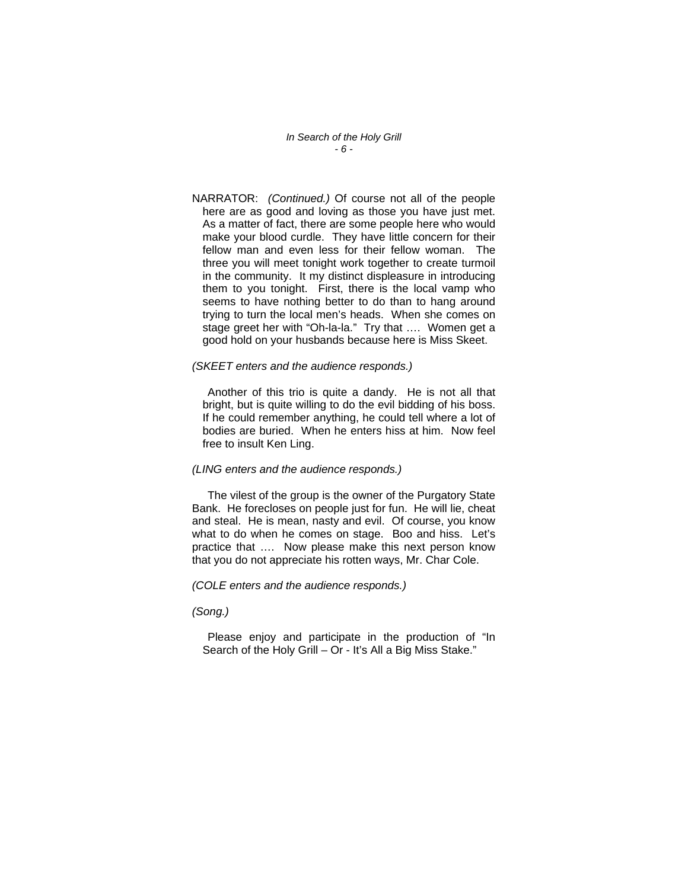NARRATOR: *(Continued.)* Of course not all of the people here are as good and loving as those you have just met. As a matter of fact, there are some people here who would make your blood curdle. They have little concern for their fellow man and even less for their fellow woman. The three you will meet tonight work together to create turmoil in the community. It my distinct displeasure in introducing them to you tonight. First, there is the local vamp who seems to have nothing better to do than to hang around trying to turn the local men's heads. When she comes on stage greet her with "Oh-la-la." Try that …. Women get a good hold on your husbands because here is Miss Skeet.

*(SKEET enters and the audience responds.)*

Another of this trio is quite a dandy. He is not all that bright, but is quite willing to do the evil bidding of his boss. If he could remember anything, he could tell where a lot of bodies are buried. When he enters hiss at him. Now feel free to insult Ken Ling.

*(LING enters and the audience responds.)*

The vilest of the group is the owner of the Purgatory State Bank. He forecloses on people just for fun. He will lie, cheat and steal. He is mean, nasty and evil. Of course, you know what to do when he comes on stage. Boo and hiss. Let's practice that …. Now please make this next person know that you do not appreciate his rotten ways, Mr. Char Cole.

*(COLE enters and the audience responds.)*

*(Song.)*

Please enjoy and participate in the production of "In Search of the Holy Grill – Or - It's All a Big Miss Stake."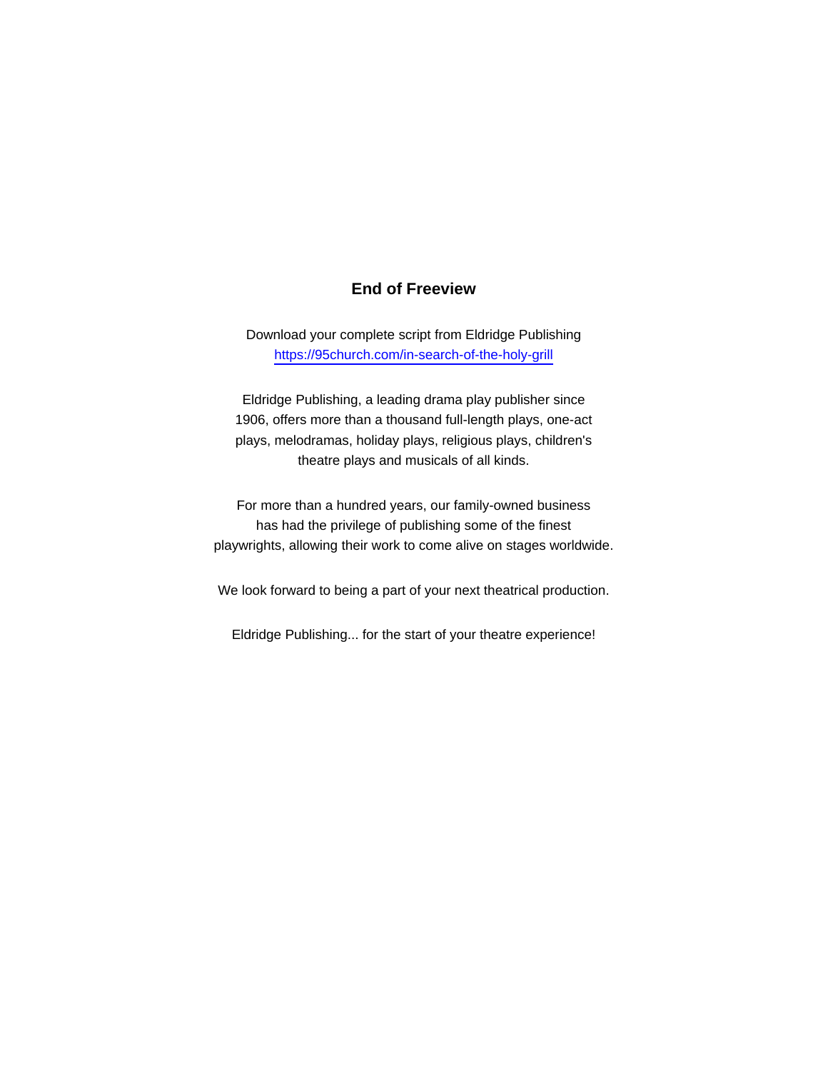## End of Freeview

Download your complete script from Eldridge Publishing
https://95church.com/in-search-of-the-holy-grill

Eldridge Publishing, a leading drama play publisher since 1906, offers more than a thousand full-length plays, one-act plays, melodramas, holiday plays, religious plays, children's theatre plays and musicals of all kinds.

For more than a hundred years, our family-owned business has had the privilege of publishing some of the finest playwrights, allowing their work to come alive on stages worldwide.

We look forward to being a part of your next theatrical production.

Eldridge Publishing... for the start of your theatre experience!